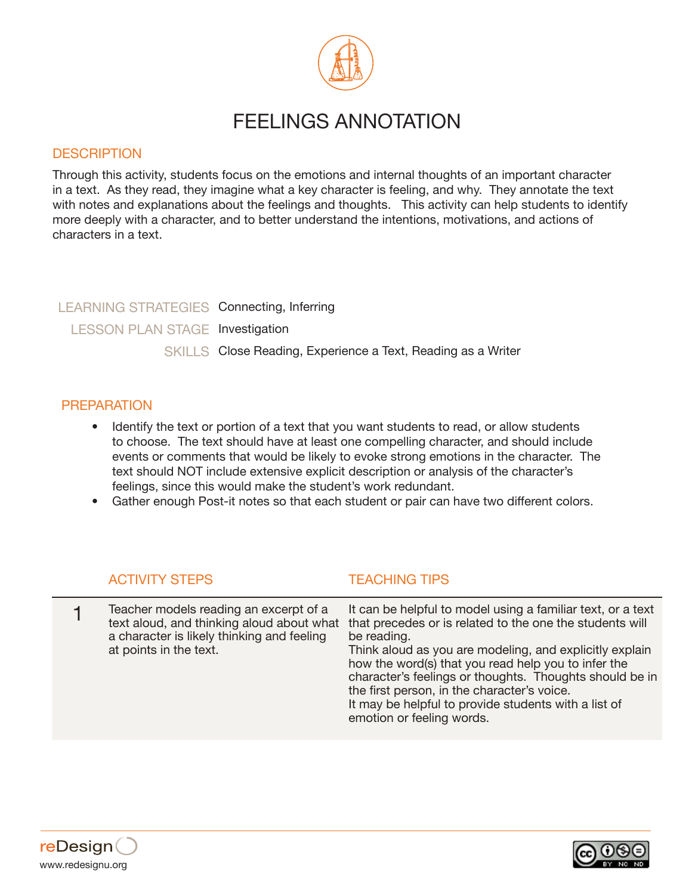# FEELINGS ANNOTATION

## DESCRIPTION

Through this activity, students focus on the emotions and internal thoughts of an important character in a text. As they read, they imagine what a key character is feeling, and why. They annotate the text with notes and explanations about the feelings and thoughts. This activity can help students to identify more deeply with a character, and to better understand the intentions, motivations, and actions of characters in a text.

| | |
|---|---|
| LEARNING STRATEGIES | Connecting, Inferring |
| LESSON PLAN STAGE | Investigation |
| SKILLS | Close Reading, Experience a Text, Reading as a Writer |

## PREPARATION

- Identify the text or portion of a text that you want students to read, or allow students to choose. The text should have at least one compelling character, and should include events or comments that would be likely to evoke strong emotions in the character. The text should NOT include extensive explicit description or analysis of the character's feelings, since this would make the student's work redundant.
- Gather enough Post-it notes so that each student or pair can have two different colors.

| | ACTIVITY STEPS | TEACHING TIPS |
|---|---|---|
| 1 | Teacher models reading an excerpt of a text aloud, and thinking aloud about what a character is likely thinking and feeling at points in the text. | It can be helpful to model using a familiar text, or a text that precedes or is related to the one the students will be reading.<br>Think aloud as you are modeling, and explicitly explain how the word(s) that you read help you to infer the character's feelings or thoughts. Thoughts should be in the first person, in the character's voice.<br>It may be helpful to provide students with a list of emotion or feeling words. |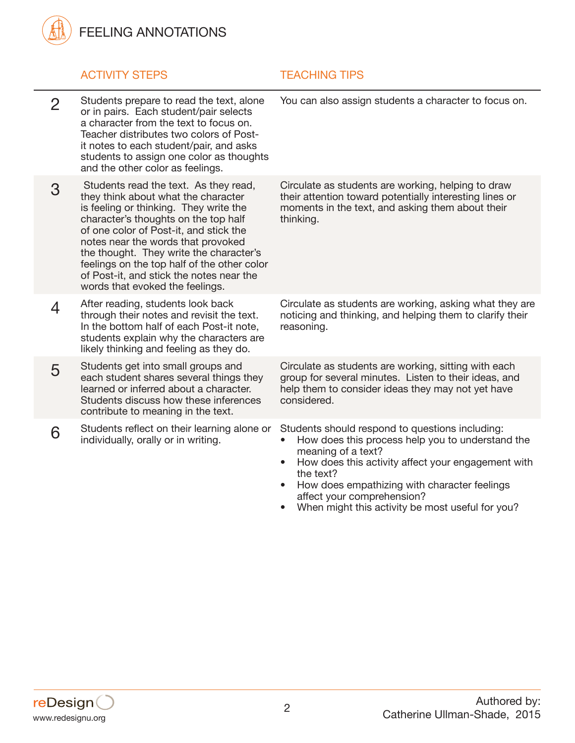# FEELING ANNOTATIONS

| | ACTIVITY STEPS | TEACHING TIPS |
|---|---|---|
| 2 | Students prepare to read the text, alone or in pairs. Each student/pair selects a character from the text to focus on. Teacher distributes two colors of Post-it notes to each student/pair, and asks students to assign one color as thoughts and the other color as feelings. | You can also assign students a character to focus on. |
| 3 | Students read the text. As they read, they think about what the character is feeling or thinking. They write the character's thoughts on the top half of one color of Post-it, and stick the notes near the words that provoked the thought. They write the character's feelings on the top half of the other color of Post-it, and stick the notes near the words that evoked the feelings. | Circulate as students are working, helping to draw their attention toward potentially interesting lines or moments in the text, and asking them about their thinking. |
| 4 | After reading, students look back through their notes and revisit the text. In the bottom half of each Post-it note, students explain why the characters are likely thinking and feeling as they do. | Circulate as students are working, asking what they are noticing and thinking, and helping them to clarify their reasoning. |
| 5 | Students get into small groups and each student shares several things they learned or inferred about a character. Students discuss how these inferences contribute to meaning in the text. | Circulate as students are working, sitting with each group for several minutes. Listen to their ideas, and help them to consider ideas they may not yet have considered. |
| 6 | Students reflect on their learning alone or individually, orally or in writing. | Students should respond to questions including:<br>• How does this process help you to understand the meaning of a text?<br>• How does this activity affect your engagement with the text?<br>• How does empathizing with character feelings affect your comprehension?<br>• When might this activity be most useful for you? |

reDesign
www.redesignu.org

Authored by:
Catherine Ullman-Shade, 2015